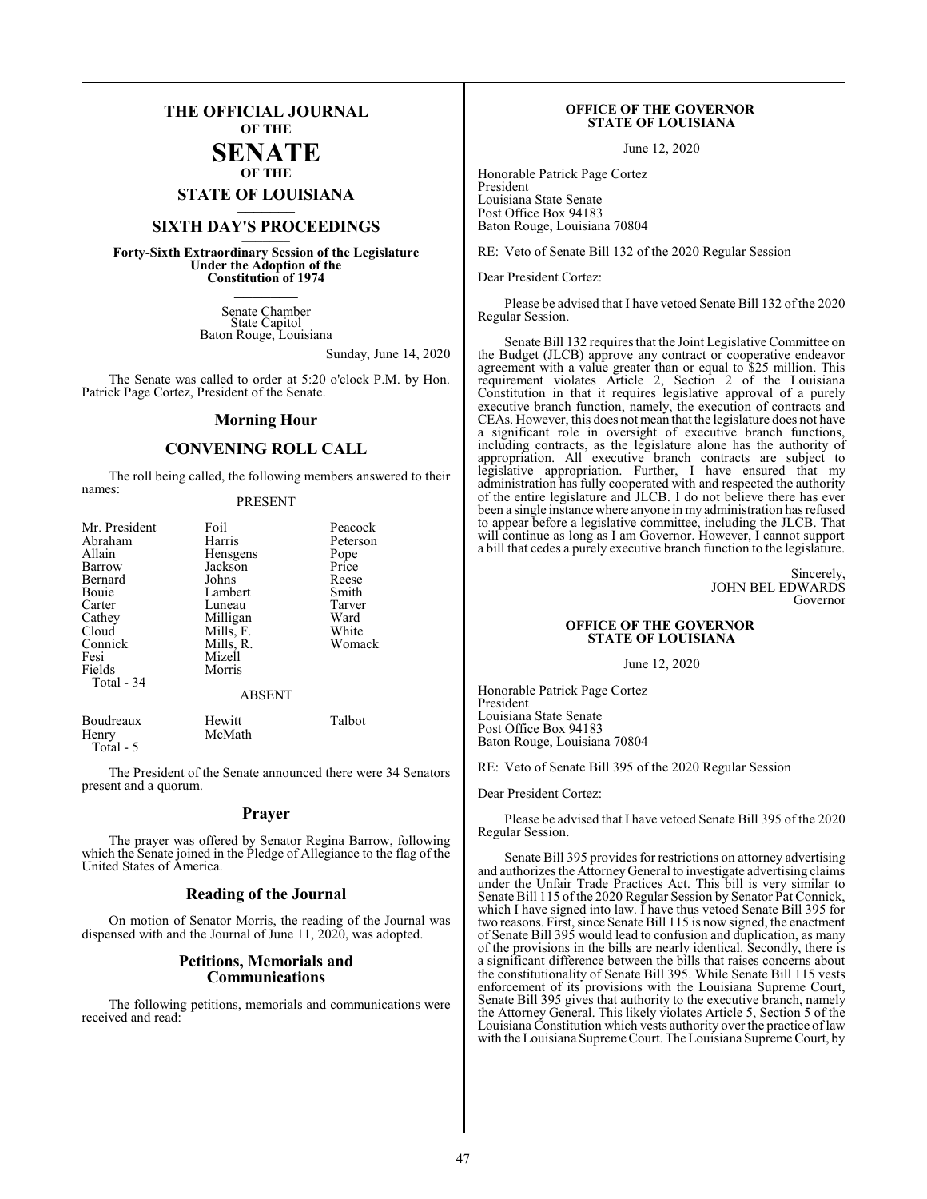# THE OFFICIAL JOURNAL OF THE SENATE OF THE STATE OF LOUISIANA

## SIXTH DAY'S PROCEEDINGS

**Forty-Sixth Extraordinary Session of the Legislature Under the Adoption of the Constitution of 1974**

Senate Chamber
State Capitol
Baton Rouge, Louisiana

Sunday, June 14, 2020

The Senate was called to order at 5:20 o'clock P.M. by Hon. Patrick Page Cortez, President of the Senate.

## Morning Hour

## CONVENING ROLL CALL

The roll being called, the following members answered to their names:

PRESENT

| | | |
|---|---|---|
| Mr. President | Foil | Peacock |
| Abraham | Harris | Peterson |
| Allain | Hensgens | Pope |
| Barrow | Jackson | Price |
| Bernard | Johns | Reese |
| Bouie | Lambert | Smith |
| Carter | Luneau | Tarver |
| Cathey | Milligan | Ward |
| Cloud | Mills, F. | White |
| Connick | Mills, R. | Womack |
| Fesi | Mizell | |
| Fields | Morris | |

Total - 34

ABSENT

| | | |
|---|---|---|
| Boudreaux | Hewitt | Talbot |
| Henry | McMath | |

Total - 5

The President of the Senate announced there were 34 Senators present and a quorum.

## Prayer

The prayer was offered by Senator Regina Barrow, following which the Senate joined in the Pledge of Allegiance to the flag of the United States of America.

## Reading of the Journal

On motion of Senator Morris, the reading of the Journal was dispensed with and the Journal of June 11, 2020, was adopted.

## Petitions, Memorials and Communications

The following petitions, memorials and communications were received and read:

**OFFICE OF THE GOVERNOR**
**STATE OF LOUISIANA**

June 12, 2020

Honorable Patrick Page Cortez
President
Louisiana State Senate
Post Office Box 94183
Baton Rouge, Louisiana 70804

RE: Veto of Senate Bill 132 of the 2020 Regular Session

Dear President Cortez:

Please be advised that I have vetoed Senate Bill 132 of the 2020 Regular Session.

Senate Bill 132 requires that the Joint Legislative Committee on the Budget (JLCB) approve any contract or cooperative endeavor agreement with a value greater than or equal to $25 million. This requirement violates Article 2, Section 2 of the Louisiana Constitution in that it requires legislative approval of a purely executive branch function, namely, the execution of contracts and CEAs. However, this does not mean that the legislature does not have a significant role in oversight of executive branch functions, including contracts, as the legislature alone has the authority of appropriation. All executive branch contracts are subject to legislative appropriation. Further, I have ensured that my administration has fully cooperated with and respected the authority of the entire legislature and JLCB. I do not believe there has ever been a single instance where anyone in my administration has refused to appear before a legislative committee, including the JLCB. That will continue as long as I am Governor. However, I cannot support a bill that cedes a purely executive branch function to the legislature.

Sincerely,
JOHN BEL EDWARDS
Governor

**OFFICE OF THE GOVERNOR**
**STATE OF LOUISIANA**

June 12, 2020

Honorable Patrick Page Cortez
President
Louisiana State Senate
Post Office Box 94183
Baton Rouge, Louisiana 70804

RE: Veto of Senate Bill 395 of the 2020 Regular Session

Dear President Cortez:

Please be advised that I have vetoed Senate Bill 395 of the 2020 Regular Session.

Senate Bill 395 provides for restrictions on attorney advertising and authorizes the Attorney General to investigate advertising claims under the Unfair Trade Practices Act. This bill is very similar to Senate Bill 115 of the 2020 Regular Session by Senator Pat Connick, which I have signed into law. I have thus vetoed Senate Bill 395 for two reasons. First, since Senate Bill 115 is now signed, the enactment of Senate Bill 395 would lead to confusion and duplication, as many of the provisions in the bills are nearly identical. Secondly, there is a significant difference between the bills that raises concerns about the constitutionality of Senate Bill 395. While Senate Bill 115 vests enforcement of its provisions with the Louisiana Supreme Court, Senate Bill 395 gives that authority to the executive branch, namely the Attorney General. This likely violates Article 5, Section 5 of the Louisiana Constitution which vests authority over the practice of law with the Louisiana Supreme Court. The Louisiana Supreme Court, by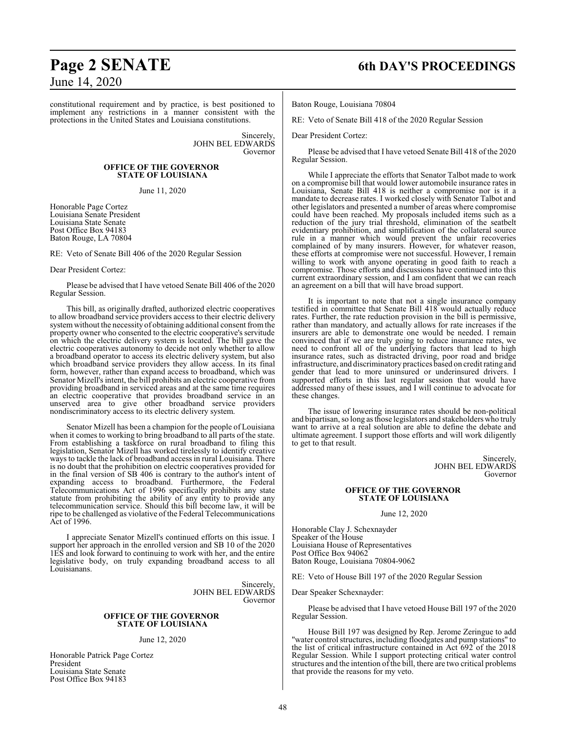constitutional requirement and by practice, is best positioned to implement any restrictions in a manner consistent with the protections in the United States and Louisiana constitutions.

Sincerely,
JOHN BEL EDWARDS
Governor

**OFFICE OF THE GOVERNOR**
**STATE OF LOUISIANA**

June 11, 2020

Honorable Page Cortez
Louisiana Senate President
Louisiana State Senate
Post Office Box 94183
Baton Rouge, LA 70804

RE: Veto of Senate Bill 406 of the 2020 Regular Session

Dear President Cortez:

Please be advised that I have vetoed Senate Bill 406 of the 2020 Regular Session.

This bill, as originally drafted, authorized electric cooperatives to allow broadband service providers access to their electric delivery system without the necessity of obtaining additional consent from the property owner who consented to the electric cooperative's servitude on which the electric delivery system is located. The bill gave the electric cooperatives autonomy to decide not only whether to allow a broadband operator to access its electric delivery system, but also which broadband service providers they allow access. In its final form, however, rather than expand access to broadband, which was Senator Mizell's intent, the bill prohibits an electric cooperative from providing broadband in serviced areas and at the same time requires an electric cooperative that provides broadband service in an unserved area to give other broadband service providers nondiscriminatory access to its electric delivery system.

Senator Mizell has been a champion for the people of Louisiana when it comes to working to bring broadband to all parts of the state. From establishing a taskforce on rural broadband to filing this legislation, Senator Mizell has worked tirelessly to identify creative ways to tackle the lack of broadband access in rural Louisiana. There is no doubt that the prohibition on electric cooperatives provided for in the final version of SB 406 is contrary to the author's intent of expanding access to broadband. Furthermore, the Federal Telecommunications Act of 1996 specifically prohibits any state statute from prohibiting the ability of any entity to provide any telecommunication service. Should this bill become law, it will be ripe to be challenged as violative of the Federal Telecommunications Act of 1996.

I appreciate Senator Mizell's continued efforts on this issue. I support her approach in the enrolled version and SB 10 of the 2020 1ES and look forward to continuing to work with her, and the entire legislative body, on truly expanding broadband access to all Louisianans.

Sincerely,
JOHN BEL EDWARDS
Governor

**OFFICE OF THE GOVERNOR**
**STATE OF LOUISIANA**

June 12, 2020

Honorable Patrick Page Cortez
President
Louisiana State Senate
Post Office Box 94183
Baton Rouge, Louisiana 70804

RE: Veto of Senate Bill 418 of the 2020 Regular Session

Dear President Cortez:

Please be advised that I have vetoed Senate Bill 418 of the 2020 Regular Session.

While I appreciate the efforts that Senator Talbot made to work on a compromise bill that would lower automobile insurance rates in Louisiana, Senate Bill 418 is neither a compromise nor is it a mandate to decrease rates. I worked closely with Senator Talbot and other legislators and presented a number of areas where compromise could have been reached. My proposals included items such as a reduction of the jury trial threshold, elimination of the seatbelt evidentiary prohibition, and simplification of the collateral source rule in a manner which would prevent the unfair recoveries complained of by many insurers. However, for whatever reason, these efforts at compromise were not successful. However, I remain willing to work with anyone operating in good faith to reach a compromise. Those efforts and discussions have continued into this current extraordinary session, and I am confident that we can reach an agreement on a bill that will have broad support.

It is important to note that not a single insurance company testified in committee that Senate Bill 418 would actually reduce rates. Further, the rate reduction provision in the bill is permissive, rather than mandatory, and actually allows for rate increases if the insurers are able to demonstrate one would be needed. I remain convinced that if we are truly going to reduce insurance rates, we need to confront all of the underlying factors that lead to high insurance rates, such as distracted driving, poor road and bridge infrastructure, and discriminatory practices based on credit rating and gender that lead to more uninsured or underinsured drivers. I supported efforts in this last regular session that would have addressed many of these issues, and I will continue to advocate for these changes.

The issue of lowering insurance rates should be non-political and bipartisan, so long as those legislators and stakeholders who truly want to arrive at a real solution are able to define the debate and ultimate agreement. I support those efforts and will work diligently to get to that result.

Sincerely,
JOHN BEL EDWARDS
Governor

**OFFICE OF THE GOVERNOR**
**STATE OF LOUISIANA**

June 12, 2020

Honorable Clay J. Schexnayder
Speaker of the House
Louisiana House of Representatives
Post Office Box 94062
Baton Rouge, Louisiana 70804-9062

RE: Veto of House Bill 197 of the 2020 Regular Session

Dear Speaker Schexnayder:

Please be advised that I have vetoed House Bill 197 of the 2020 Regular Session.

House Bill 197 was designed by Rep. Jerome Zeringue to add "water control structures, including floodgates and pump stations" to the list of critical infrastructure contained in Act 692 of the 2018 Regular Session. While I support protecting critical water control structures and the intention of the bill, there are two critical problems that provide the reasons for my veto.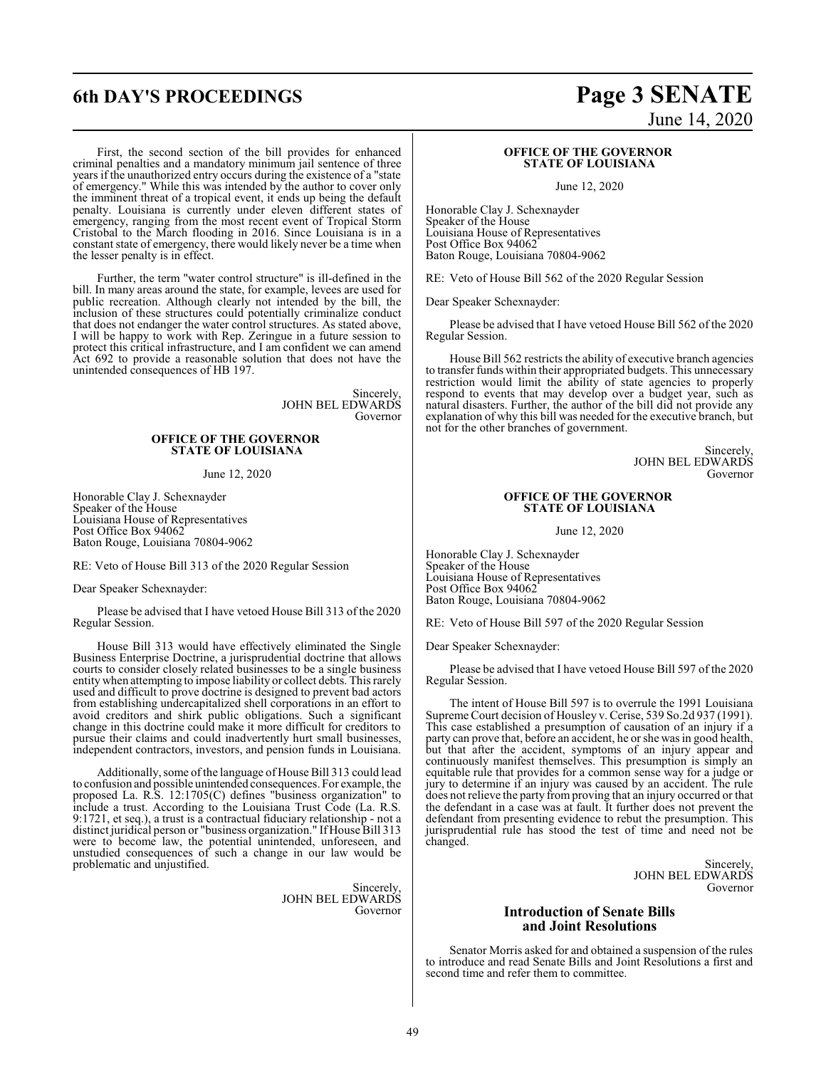First, the second section of the bill provides for enhanced criminal penalties and a mandatory minimum jail sentence of three years if the unauthorized entry occurs during the existence of a "state of emergency." While this was intended by the author to cover only the imminent threat of a tropical event, it ends up being the default penalty. Louisiana is currently under eleven different states of emergency, ranging from the most recent event of Tropical Storm Cristobal to the March flooding in 2016. Since Louisiana is in a constant state of emergency, there would likely never be a time when the lesser penalty is in effect.

Further, the term "water control structure" is ill-defined in the bill. In many areas around the state, for example, levees are used for public recreation. Although clearly not intended by the bill, the inclusion of these structures could potentially criminalize conduct that does not endanger the water control structures. As stated above, I will be happy to work with Rep. Zeringue in a future session to protect this critical infrastructure, and I am confident we can amend Act 692 to provide a reasonable solution that does not have the unintended consequences of HB 197.

Sincerely,
JOHN BEL EDWARDS
Governor

**OFFICE OF THE GOVERNOR**
**STATE OF LOUISIANA**

June 12, 2020

Honorable Clay J. Schexnayder
Speaker of the House
Louisiana House of Representatives
Post Office Box 94062
Baton Rouge, Louisiana 70804-9062

RE: Veto of House Bill 313 of the 2020 Regular Session

Dear Speaker Schexnayder:

Please be advised that I have vetoed House Bill 313 of the 2020 Regular Session.

House Bill 313 would have effectively eliminated the Single Business Enterprise Doctrine, a jurisprudential doctrine that allows courts to consider closely related businesses to be a single business entity when attempting to impose liability or collect debts. This rarely used and difficult to prove doctrine is designed to prevent bad actors from establishing undercapitalized shell corporations in an effort to avoid creditors and shirk public obligations. Such a significant change in this doctrine could make it more difficult for creditors to pursue their claims and could inadvertently hurt small businesses, independent contractors, investors, and pension funds in Louisiana.

Additionally, some of the language of House Bill 313 could lead to confusion and possible unintended consequences. For example, the proposed La. R.S. 12:1705(C) defines "business organization" to include a trust. According to the Louisiana Trust Code (La. R.S. 9:1721, et seq.), a trust is a contractual fiduciary relationship - not a distinct juridical person or "business organization." If House Bill 313 were to become law, the potential unintended, unforeseen, and unstudied consequences of such a change in our law would be problematic and unjustified.

Sincerely,
JOHN BEL EDWARDS
Governor

**OFFICE OF THE GOVERNOR**
**STATE OF LOUISIANA**

June 12, 2020

Honorable Clay J. Schexnayder
Speaker of the House
Louisiana House of Representatives
Post Office Box 94062
Baton Rouge, Louisiana 70804-9062

RE: Veto of House Bill 562 of the 2020 Regular Session

Dear Speaker Schexnayder:

Please be advised that I have vetoed House Bill 562 of the 2020 Regular Session.

House Bill 562 restricts the ability of executive branch agencies to transfer funds within their appropriated budgets. This unnecessary restriction would limit the ability of state agencies to properly respond to events that may develop over a budget year, such as natural disasters. Further, the author of the bill did not provide any explanation of why this bill was needed for the executive branch, but not for the other branches of government.

Sincerely,
JOHN BEL EDWARDS
Governor

**OFFICE OF THE GOVERNOR**
**STATE OF LOUISIANA**

June 12, 2020

Honorable Clay J. Schexnayder
Speaker of the House
Louisiana House of Representatives
Post Office Box 94062
Baton Rouge, Louisiana 70804-9062

RE: Veto of House Bill 597 of the 2020 Regular Session

Dear Speaker Schexnayder:

Please be advised that I have vetoed House Bill 597 of the 2020 Regular Session.

The intent of House Bill 597 is to overrule the 1991 Louisiana Supreme Court decision of Housley v. Cerise, 539 So.2d 937 (1991). This case established a presumption of causation of an injury if a party can prove that, before an accident, he or she was in good health, but that after the accident, symptoms of an injury appear and continuously manifest themselves. This presumption is simply an equitable rule that provides for a common sense way for a judge or jury to determine if an injury was caused by an accident. The rule does not relieve the party from proving that an injury occurred or that the defendant in a case was at fault. It further does not prevent the defendant from presenting evidence to rebut the presumption. This jurisprudential rule has stood the test of time and need not be changed.

Sincerely,
JOHN BEL EDWARDS
Governor

## Introduction of Senate Bills and Joint Resolutions

Senator Morris asked for and obtained a suspension of the rules to introduce and read Senate Bills and Joint Resolutions a first and second time and refer them to committee.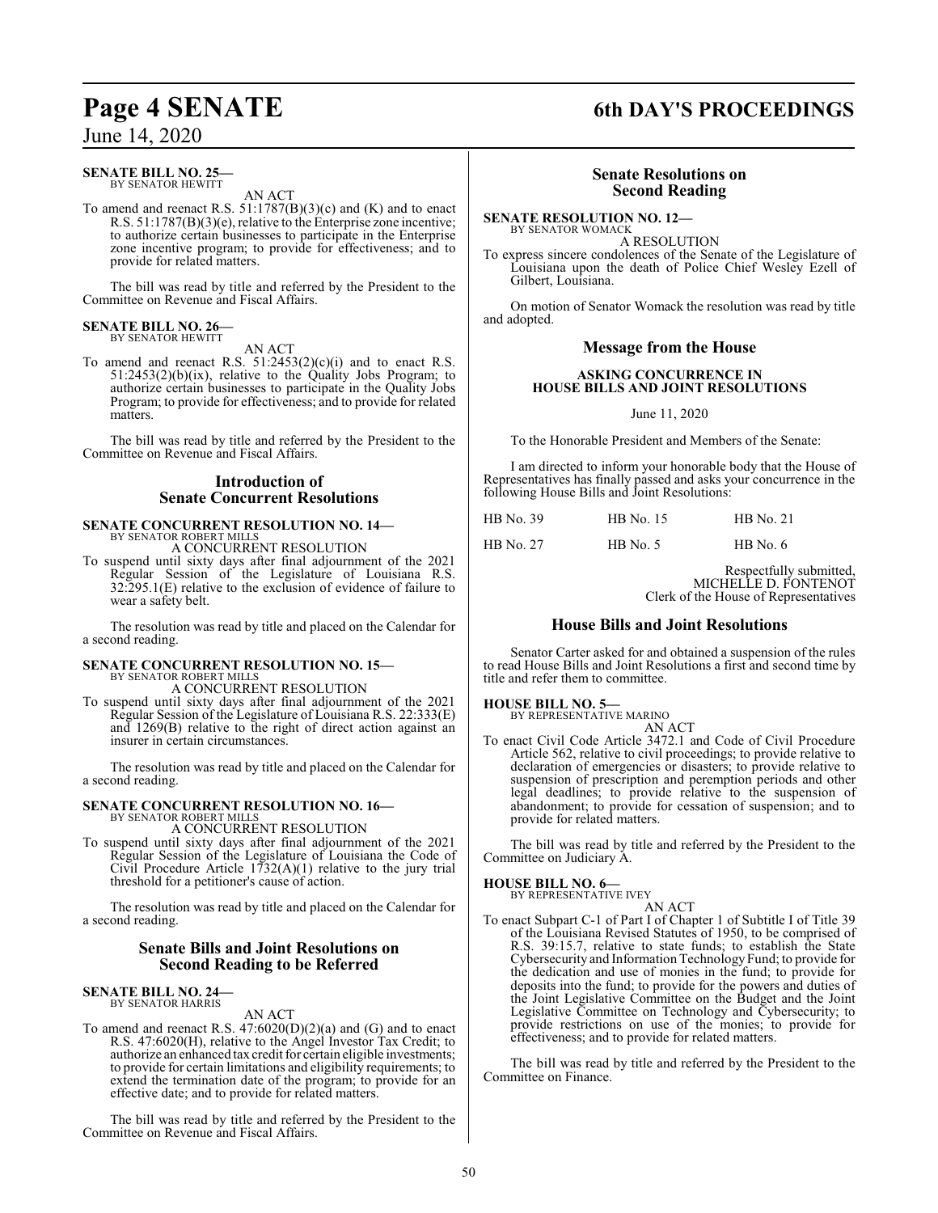**SENATE BILL NO. 25—**
BY SENATOR HEWITT

AN ACT

To amend and reenact R.S. 51:1787(B)(3)(c) and (K) and to enact R.S. 51:1787(B)(3)(e), relative to the Enterprise zone incentive; to authorize certain businesses to participate in the Enterprise zone incentive program; to provide for effectiveness; and to provide for related matters.

The bill was read by title and referred by the President to the Committee on Revenue and Fiscal Affairs.

**SENATE BILL NO. 26—**
BY SENATOR HEWITT

AN ACT

To amend and reenact R.S. 51:2453(2)(c)(i) and to enact R.S. 51:2453(2)(b)(ix), relative to the Quality Jobs Program; to authorize certain businesses to participate in the Quality Jobs Program; to provide for effectiveness; and to provide for related matters.

The bill was read by title and referred by the President to the Committee on Revenue and Fiscal Affairs.

## Introduction of Senate Concurrent Resolutions

**SENATE CONCURRENT RESOLUTION NO. 14—**
BY SENATOR ROBERT MILLS

A CONCURRENT RESOLUTION

To suspend until sixty days after final adjournment of the 2021 Regular Session of the Legislature of Louisiana R.S. 32:295.1(E) relative to the exclusion of evidence of failure to wear a safety belt.

The resolution was read by title and placed on the Calendar for a second reading.

**SENATE CONCURRENT RESOLUTION NO. 15—**
BY SENATOR ROBERT MILLS

A CONCURRENT RESOLUTION

To suspend until sixty days after final adjournment of the 2021 Regular Session of the Legislature of Louisiana R.S. 22:333(E) and 1269(B) relative to the right of direct action against an insurer in certain circumstances.

The resolution was read by title and placed on the Calendar for a second reading.

**SENATE CONCURRENT RESOLUTION NO. 16—**
BY SENATOR ROBERT MILLS

A CONCURRENT RESOLUTION

To suspend until sixty days after final adjournment of the 2021 Regular Session of the Legislature of Louisiana the Code of Civil Procedure Article 1732(A)(1) relative to the jury trial threshold for a petitioner's cause of action.

The resolution was read by title and placed on the Calendar for a second reading.

## Senate Bills and Joint Resolutions on Second Reading to be Referred

**SENATE BILL NO. 24—**
BY SENATOR HARRIS

AN ACT

To amend and reenact R.S. 47:6020(D)(2)(a) and (G) and to enact R.S. 47:6020(H), relative to the Angel Investor Tax Credit; to authorize an enhanced tax credit for certain eligible investments; to provide for certain limitations and eligibility requirements; to extend the termination date of the program; to provide for an effective date; and to provide for related matters.

The bill was read by title and referred by the President to the Committee on Revenue and Fiscal Affairs.

## Senate Resolutions on Second Reading

**SENATE RESOLUTION NO. 12—**
BY SENATOR WOMACK

A RESOLUTION

To express sincere condolences of the Senate of the Legislature of Louisiana upon the death of Police Chief Wesley Ezell of Gilbert, Louisiana.

On motion of Senator Womack the resolution was read by title and adopted.

## Message from the House

**ASKING CONCURRENCE IN HOUSE BILLS AND JOINT RESOLUTIONS**

June 11, 2020

To the Honorable President and Members of the Senate:

I am directed to inform your honorable body that the House of Representatives has finally passed and asks your concurrence in the following House Bills and Joint Resolutions:

| | | |
|---|---|---|
| HB No. 39 | HB No. 15 | HB No. 21 |
| HB No. 27 | HB No. 5 | HB No. 6 |

Respectfully submitted,
MICHELLE D. FONTENOT
Clerk of the House of Representatives

## House Bills and Joint Resolutions

Senator Carter asked for and obtained a suspension of the rules to read House Bills and Joint Resolutions a first and second time by title and refer them to committee.

**HOUSE BILL NO. 5—**
BY REPRESENTATIVE MARINO

AN ACT

To enact Civil Code Article 3472.1 and Code of Civil Procedure Article 562, relative to civil proceedings; to provide relative to declaration of emergencies or disasters; to provide relative to suspension of prescription and peremption periods and other legal deadlines; to provide relative to the suspension of abandonment; to provide for cessation of suspension; and to provide for related matters.

The bill was read by title and referred by the President to the Committee on Judiciary A.

**HOUSE BILL NO. 6—**
BY REPRESENTATIVE IVEY

AN ACT

To enact Subpart C-1 of Part I of Chapter 1 of Subtitle I of Title 39 of the Louisiana Revised Statutes of 1950, to be comprised of R.S. 39:15.7, relative to state funds; to establish the State Cybersecurity and Information Technology Fund; to provide for the dedication and use of monies in the fund; to provide for deposits into the fund; to provide for the powers and duties of the Joint Legislative Committee on the Budget and the Joint Legislative Committee on Technology and Cybersecurity; to provide restrictions on use of the monies; to provide for effectiveness; and to provide for related matters.

The bill was read by title and referred by the President to the Committee on Finance.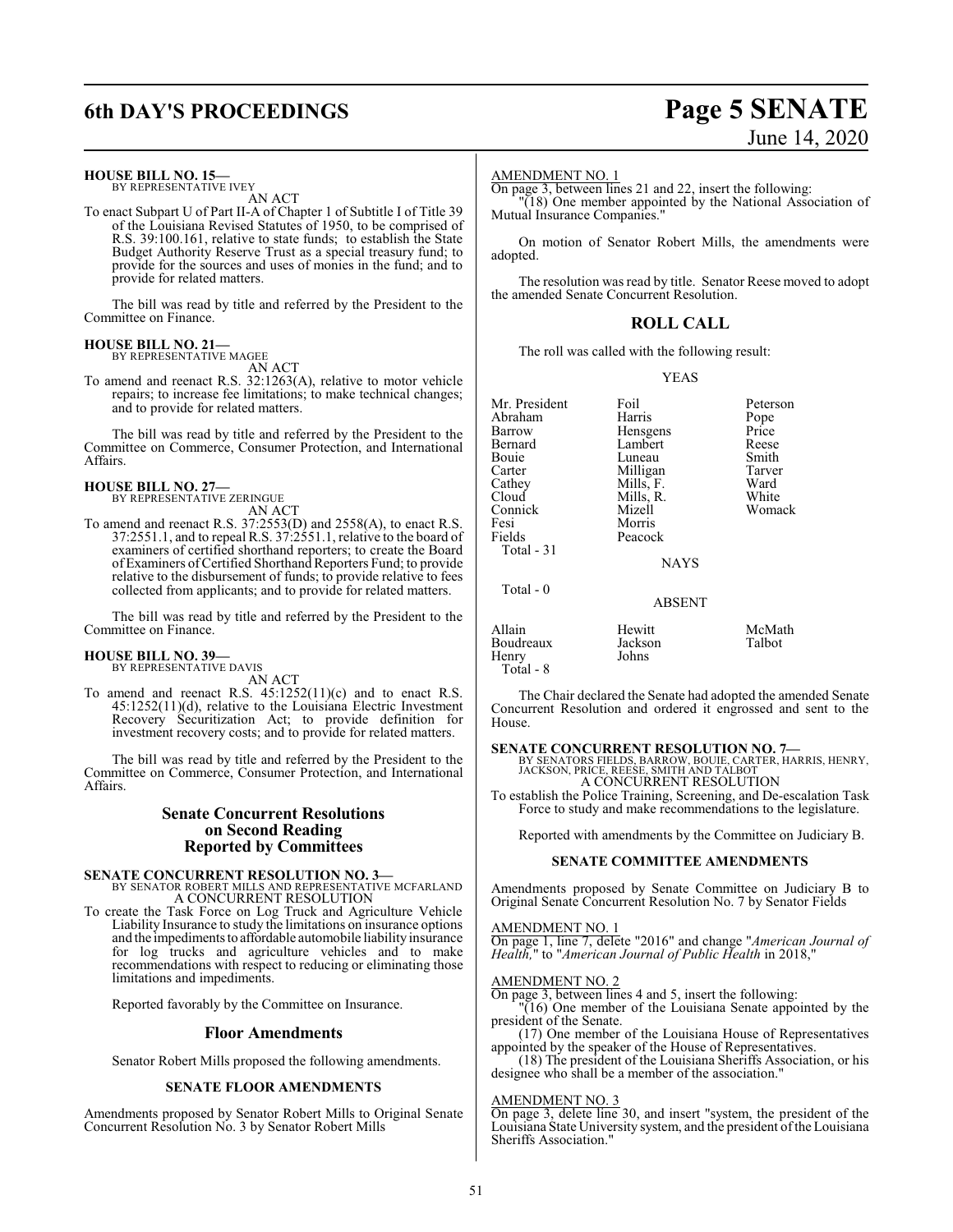**HOUSE BILL NO. 15—**
BY REPRESENTATIVE IVEY

AN ACT

To enact Subpart U of Part II-A of Chapter 1 of Subtitle I of Title 39 of the Louisiana Revised Statutes of 1950, to be comprised of R.S. 39:100.161, relative to state funds; to establish the State Budget Authority Reserve Trust as a special treasury fund; to provide for the sources and uses of monies in the fund; and to provide for related matters.

The bill was read by title and referred by the President to the Committee on Finance.

**HOUSE BILL NO. 21—**
BY REPRESENTATIVE MAGEE

AN ACT

To amend and reenact R.S. 32:1263(A), relative to motor vehicle repairs; to increase fee limitations; to make technical changes; and to provide for related matters.

The bill was read by title and referred by the President to the Committee on Commerce, Consumer Protection, and International Affairs.

**HOUSE BILL NO. 27—**
BY REPRESENTATIVE ZERINGUE

AN ACT

To amend and reenact R.S. 37:2553(D) and 2558(A), to enact R.S. 37:2551.1, and to repeal R.S. 37:2551.1, relative to the board of examiners of certified shorthand reporters; to create the Board of Examiners of Certified Shorthand Reporters Fund; to provide relative to the disbursement of funds; to provide relative to fees collected from applicants; and to provide for related matters.

The bill was read by title and referred by the President to the Committee on Finance.

**HOUSE BILL NO. 39—**
BY REPRESENTATIVE DAVIS

AN ACT

To amend and reenact R.S. 45:1252(11)(c) and to enact R.S. 45:1252(11)(d), relative to the Louisiana Electric Investment Recovery Securitization Act; to provide definition for investment recovery costs; and to provide for related matters.

The bill was read by title and referred by the President to the Committee on Commerce, Consumer Protection, and International Affairs.

## Senate Concurrent Resolutions on Second Reading Reported by Committees

**SENATE CONCURRENT RESOLUTION NO. 3—**
BY SENATOR ROBERT MILLS AND REPRESENTATIVE MCFARLAND

A CONCURRENT RESOLUTION

To create the Task Force on Log Truck and Agriculture Vehicle Liability Insurance to study the limitations on insurance options and the impediments to affordable automobile liability insurance for log trucks and agriculture vehicles and to make recommendations with respect to reducing or eliminating those limitations and impediments.

Reported favorably by the Committee on Insurance.

## Floor Amendments

Senator Robert Mills proposed the following amendments.

### SENATE FLOOR AMENDMENTS

Amendments proposed by Senator Robert Mills to Original Senate Concurrent Resolution No. 3 by Senator Robert Mills

AMENDMENT NO. 1

On page 3, between lines 21 and 22, insert the following:

"(18) One member appointed by the National Association of Mutual Insurance Companies."

On motion of Senator Robert Mills, the amendments were adopted.

The resolution was read by title. Senator Reese moved to adopt the amended Senate Concurrent Resolution.

## ROLL CALL

The roll was called with the following result:

YEAS

| | | |
|---|---|---|
| Mr. President | Foil | Peterson |
| Abraham | Harris | Pope |
| Barrow | Hensgens | Price |
| Bernard | Lambert | Reese |
| Bouie | Luneau | Smith |
| Carter | Milligan | Tarver |
| Cathey | Mills, F. | Ward |
| Cloud | Mills, R. | White |
| Connick | Mizell | Womack |
| Fesi | Morris | |
| Fields | Peacock | |

Total - 31

NAYS

Total - 0

ABSENT

| | | |
|---|---|---|
| Allain | Hewitt | McMath |
| Boudreaux | Jackson | Talbot |
| Henry | Johns | |

Total - 8

The Chair declared the Senate had adopted the amended Senate Concurrent Resolution and ordered it engrossed and sent to the House.

**SENATE CONCURRENT RESOLUTION NO. 7—**
BY SENATORS FIELDS, BARROW, BOUIE, CARTER, HARRIS, HENRY, JACKSON, PRICE, REESE, SMITH AND TALBOT

A CONCURRENT RESOLUTION

To establish the Police Training, Screening, and De-escalation Task Force to study and make recommendations to the legislature.

Reported with amendments by the Committee on Judiciary B.

### SENATE COMMITTEE AMENDMENTS

Amendments proposed by Senate Committee on Judiciary B to Original Senate Concurrent Resolution No. 7 by Senator Fields

AMENDMENT NO. 1

On page 1, line 7, delete "2016" and change "*American Journal of Health,*" to "*American Journal of Public Health* in 2018,"

AMENDMENT NO. 2

On page 3, between lines 4 and 5, insert the following:

"(16) One member of the Louisiana Senate appointed by the president of the Senate.

(17) One member of the Louisiana House of Representatives appointed by the speaker of the House of Representatives.

(18) The president of the Louisiana Sheriffs Association, or his designee who shall be a member of the association."

AMENDMENT NO. 3

On page 3, delete line 30, and insert "system, the president of the Louisiana State University system, and the president of the Louisiana Sheriffs Association."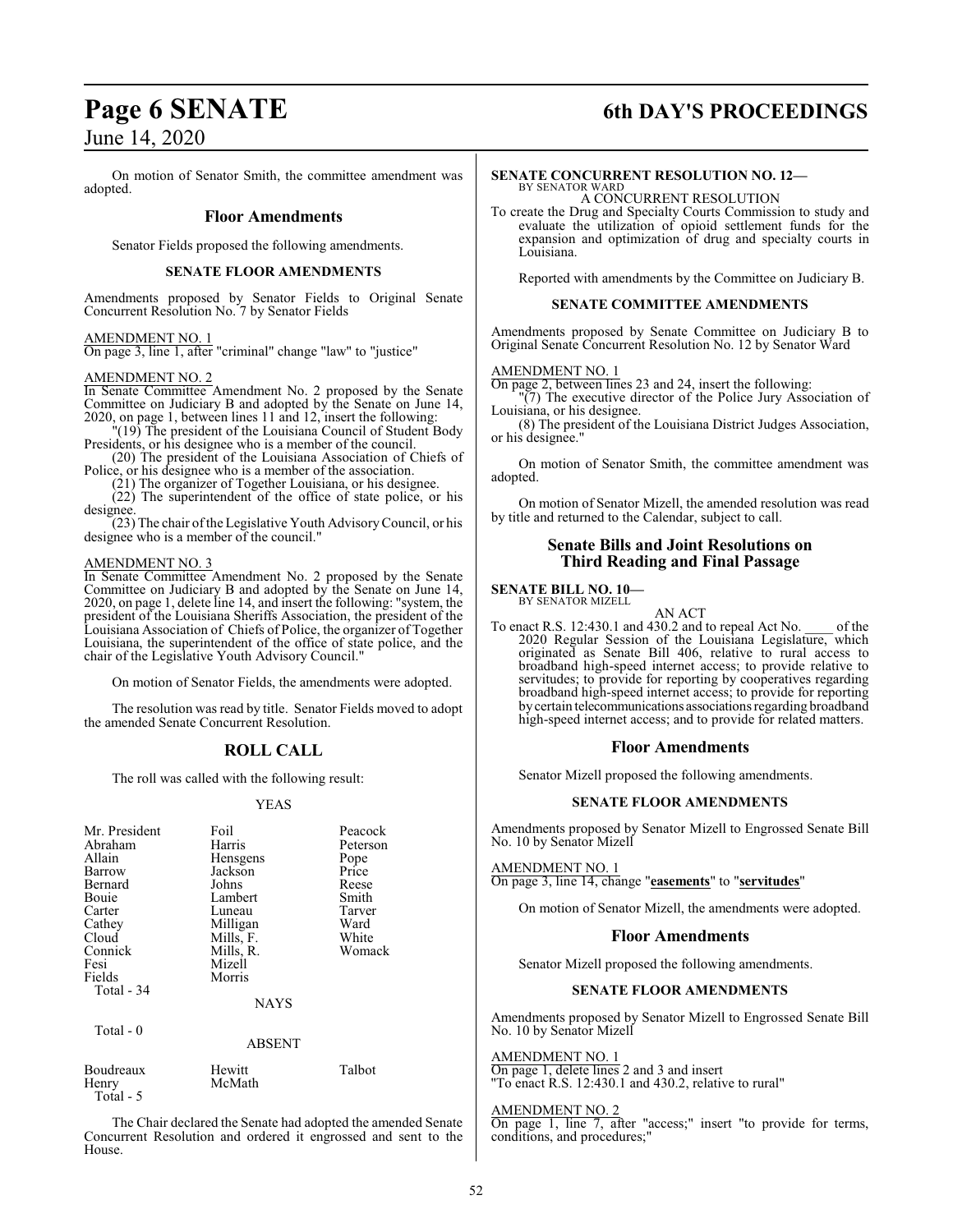On motion of Senator Smith, the committee amendment was adopted.

## Floor Amendments

Senator Fields proposed the following amendments.

### SENATE FLOOR AMENDMENTS

Amendments proposed by Senator Fields to Original Senate Concurrent Resolution No. 7 by Senator Fields

AMENDMENT NO. 1
On page 3, line 1, after "criminal" change "law" to "justice"

AMENDMENT NO. 2
In Senate Committee Amendment No. 2 proposed by the Senate Committee on Judiciary B and adopted by the Senate on June 14, 2020, on page 1, between lines 11 and 12, insert the following:

"(19) The president of the Louisiana Council of Student Body Presidents, or his designee who is a member of the council.

(20) The president of the Louisiana Association of Chiefs of Police, or his designee who is a member of the association.

(21) The organizer of Together Louisiana, or his designee.

(22) The superintendent of the office of state police, or his designee.

(23) The chair of the Legislative Youth Advisory Council, or his designee who is a member of the council."

AMENDMENT NO. 3
In Senate Committee Amendment No. 2 proposed by the Senate Committee on Judiciary B and adopted by the Senate on June 14, 2020, on page 1, delete line 14, and insert the following: "system, the president of the Louisiana Sheriffs Association, the president of the Louisiana Association of Chiefs of Police, the organizer of Together Louisiana, the superintendent of the office of state police, and the chair of the Legislative Youth Advisory Council."

On motion of Senator Fields, the amendments were adopted.

The resolution was read by title. Senator Fields moved to adopt the amended Senate Concurrent Resolution.

## ROLL CALL

The roll was called with the following result:

YEAS

| | | |
|---|---|---|
| Mr. President | Foil | Peacock |
| Abraham | Harris | Peterson |
| Allain | Hensgens | Pope |
| Barrow | Jackson | Price |
| Bernard | Johns | Reese |
| Bouie | Lambert | Smith |
| Carter | Luneau | Tarver |
| Cathey | Milligan | Ward |
| Cloud | Mills, F. | White |
| Connick | Mills, R. | Womack |
| Fesi | Mizell | |
| Fields | Morris | |

Total - 34

NAYS

Total - 0

ABSENT

| | | |
|---|---|---|
| Boudreaux | Hewitt | Talbot |
| Henry | McMath | |

Total - 5

The Chair declared the Senate had adopted the amended Senate Concurrent Resolution and ordered it engrossed and sent to the House.

**SENATE CONCURRENT RESOLUTION NO. 12—**
BY SENATOR WARD

A CONCURRENT RESOLUTION

To create the Drug and Specialty Courts Commission to study and evaluate the utilization of opioid settlement funds for the expansion and optimization of drug and specialty courts in Louisiana.

Reported with amendments by the Committee on Judiciary B.

### SENATE COMMITTEE AMENDMENTS

Amendments proposed by Senate Committee on Judiciary B to Original Senate Concurrent Resolution No. 12 by Senator Ward

AMENDMENT NO. 1
On page 2, between lines 23 and 24, insert the following:

"(7) The executive director of the Police Jury Association of Louisiana, or his designee.

(8) The president of the Louisiana District Judges Association, or his designee."

On motion of Senator Smith, the committee amendment was adopted.

On motion of Senator Mizell, the amended resolution was read by title and returned to the Calendar, subject to call.

## Senate Bills and Joint Resolutions on Third Reading and Final Passage

**SENATE BILL NO. 10—**
BY SENATOR MIZELL

AN ACT

To enact R.S. 12:430.1 and 430.2 and to repeal Act No. ____ of the 2020 Regular Session of the Louisiana Legislature, which originated as Senate Bill 406, relative to rural access to broadband high-speed internet access; to provide relative to servitudes; to provide for reporting by cooperatives regarding broadband high-speed internet access; to provide for reporting by certain telecommunications associations regarding broadband high-speed internet access; and to provide for related matters.

## Floor Amendments

Senator Mizell proposed the following amendments.

### SENATE FLOOR AMENDMENTS

Amendments proposed by Senator Mizell to Engrossed Senate Bill No. 10 by Senator Mizell

AMENDMENT NO. 1
On page 3, line 14, change "**easements**" to "**servitudes**"

On motion of Senator Mizell, the amendments were adopted.

## Floor Amendments

Senator Mizell proposed the following amendments.

### SENATE FLOOR AMENDMENTS

Amendments proposed by Senator Mizell to Engrossed Senate Bill No. 10 by Senator Mizell

AMENDMENT NO. 1
On page 1, delete lines 2 and 3 and insert
"To enact R.S. 12:430.1 and 430.2, relative to rural"

AMENDMENT NO. 2
On page 1, line 7, after "access;" insert "to provide for terms, conditions, and procedures;"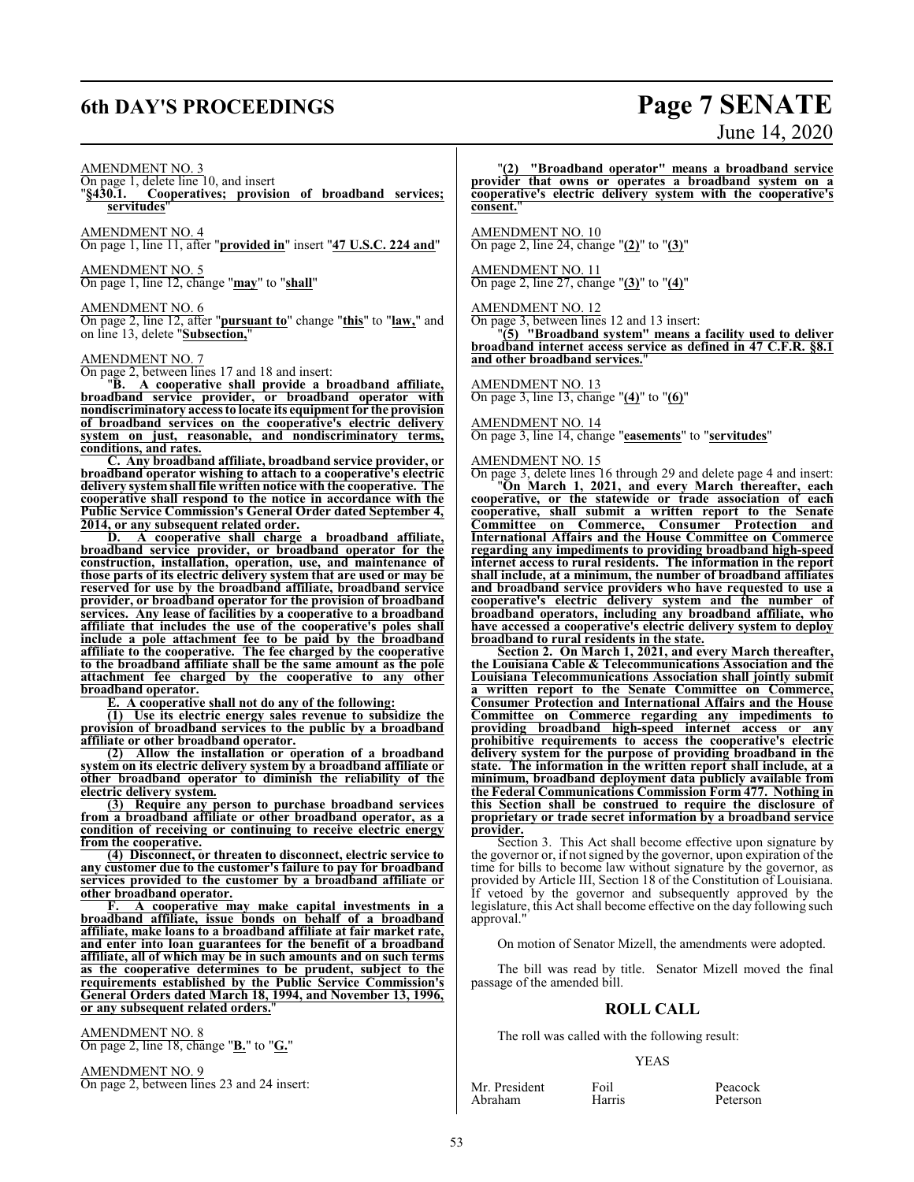AMENDMENT NO. 3

On page 1, delete line 10, and insert
"**§430.1. Cooperatives; provision of broadband services; servitudes**"

AMENDMENT NO. 4

On page 1, line 11, after "**provided in**" insert "**47 U.S.C. 224 and**"

AMENDMENT NO. 5

On page 1, line 12, change "**may**" to "**shall**"

AMENDMENT NO. 6

On page 2, line 12, after "**pursuant to**" change "**this**" to "**law,**" and on line 13, delete "**Subsection,**"

AMENDMENT NO. 7

On page 2, between lines 17 and 18 and insert:

"**B. A cooperative shall provide a broadband affiliate, broadband service provider, or broadband operator with nondiscriminatory access to locate its equipment for the provision of broadband services on the cooperative's electric delivery system on just, reasonable, and nondiscriminatory terms, conditions, and rates.**

**C. Any broadband affiliate, broadband service provider, or broadband operator wishing to attach to a cooperative's electric delivery system shall file written notice with the cooperative. The cooperative shall respond to the notice in accordance with the Public Service Commission's General Order dated September 4, 2014, or any subsequent related order.**

**D. A cooperative shall charge a broadband affiliate, broadband service provider, or broadband operator for the construction, installation, operation, use, and maintenance of those parts of its electric delivery system that are used or may be reserved for use by the broadband affiliate, broadband service provider, or broadband operator for the provision of broadband services. Any lease of facilities by a cooperative to a broadband affiliate that includes the use of the cooperative's poles shall include a pole attachment fee to be paid by the broadband affiliate to the cooperative. The fee charged by the cooperative to the broadband affiliate shall be the same amount as the pole attachment fee charged by the cooperative to any other broadband operator.**

**E. A cooperative shall not do any of the following:**

**(1) Use its electric energy sales revenue to subsidize the provision of broadband services to the public by a broadband affiliate or other broadband operator.**

**(2) Allow the installation or operation of a broadband system on its electric delivery system by a broadband affiliate or other broadband operator to diminish the reliability of the electric delivery system.**

**(3) Require any person to purchase broadband services from a broadband affiliate or other broadband operator, as a condition of receiving or continuing to receive electric energy from the cooperative.**

**(4) Disconnect, or threaten to disconnect, electric service to any customer due to the customer's failure to pay for broadband services provided to the customer by a broadband affiliate or other broadband operator.**

**F. A cooperative may make capital investments in a broadband affiliate, issue bonds on behalf of a broadband affiliate, make loans to a broadband affiliate at fair market rate, and enter into loan guarantees for the benefit of a broadband affiliate, all of which may be in such amounts and on such terms as the cooperative determines to be prudent, subject to the requirements established by the Public Service Commission's General Orders dated March 18, 1994, and November 13, 1996, or any subsequent related orders.**"

AMENDMENT NO. 8

On page 2, line 18, change "**B.**" to "**G.**"

AMENDMENT NO. 9

On page 2, between lines 23 and 24 insert:

"**(2) "Broadband operator" means a broadband service provider that owns or operates a broadband system on a cooperative's electric delivery system with the cooperative's consent.**"

AMENDMENT NO. 10

On page 2, line 24, change "**(2)**" to "**(3)**"

AMENDMENT NO. 11

On page 2, line 27, change "**(3)**" to "**(4)**"

AMENDMENT NO. 12

On page 3, between lines 12 and 13 insert:

"**(5) "Broadband system" means a facility used to deliver broadband internet access service as defined in 47 C.F.R. §8.1 and other broadband services.**"

AMENDMENT NO. 13

On page 3, line 13, change "**(4)**" to "**(6)**"

AMENDMENT NO. 14

On page 3, line 14, change "**easements**" to "**servitudes**"

AMENDMENT NO. 15

On page 3, delete lines 16 through 29 and delete page 4 and insert:

"**On March 1, 2021, and every March thereafter, each cooperative, or the statewide or trade association of each cooperative, shall submit a written report to the Senate Committee on Commerce, Consumer Protection and International Affairs and the House Committee on Commerce regarding any impediments to providing broadband high-speed internet access to rural residents. The information in the report shall include, at a minimum, the number of broadband affiliates and broadband service providers who have requested to use a cooperative's electric delivery system and the number of broadband operators, including any broadband affiliate, who have accessed a cooperative's electric delivery system to deploy broadband to rural residents in the state.**

**Section 2. On March 1, 2021, and every March thereafter, the Louisiana Cable & Telecommunications Association and the Louisiana Telecommunications Association shall jointly submit a written report to the Senate Committee on Commerce, Consumer Protection and International Affairs and the House Committee on Commerce regarding any impediments to providing broadband high-speed internet access or any prohibitive requirements to access the cooperative's electric delivery system for the purpose of providing broadband in the state. The information in the written report shall include, at a minimum, broadband deployment data publicly available from the Federal Communications Commission Form 477. Nothing in this Section shall be construed to require the disclosure of proprietary or trade secret information by a broadband service provider.**

Section 3. This Act shall become effective upon signature by the governor or, if not signed by the governor, upon expiration of the time for bills to become law without signature by the governor, as provided by Article III, Section 18 of the Constitution of Louisiana. If vetoed by the governor and subsequently approved by the legislature, this Act shall become effective on the day following such approval."

On motion of Senator Mizell, the amendments were adopted.

The bill was read by title. Senator Mizell moved the final passage of the amended bill.

## ROLL CALL

The roll was called with the following result:

YEAS

| | | |
|---|---|---|
| Mr. President | Foil | Peacock |
| Abraham | Harris | Peterson |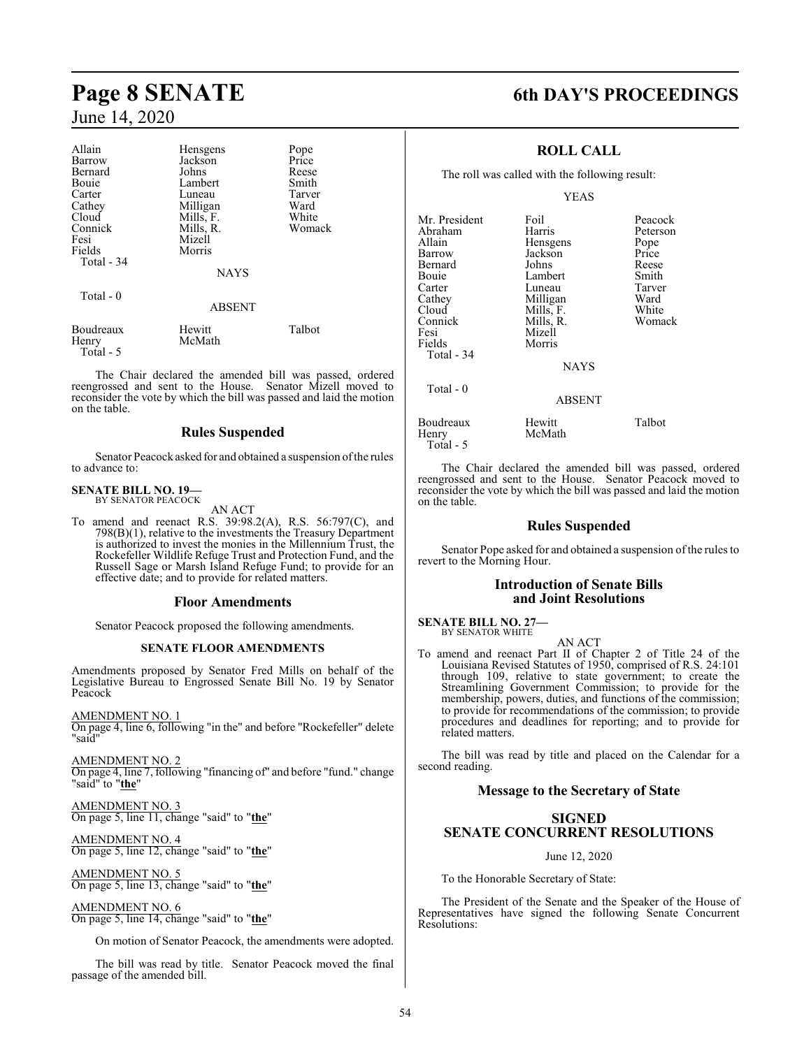| | | |
|---|---|---|
| Allain | Hensgens | Pope |
| Barrow | Jackson | Price |
| Bernard | Johns | Reese |
| Bouie | Lambert | Smith |
| Carter | Luneau | Tarver |
| Cathey | Milligan | Ward |
| Cloud | Mills, F. | White |
| Connick | Mills, R. | Womack |
| Fesi | Mizell | |
| Fields | Morris | |
| Total - 34 | | |

NAYS

Total - 0

ABSENT

| | | |
|---|---|---|
| Boudreaux | Hewitt | Talbot |
| Henry | McMath | |
| Total - 5 | | |

The Chair declared the amended bill was passed, ordered reengrossed and sent to the House. Senator Mizell moved to reconsider the vote by which the bill was passed and laid the motion on the table.

## Rules Suspended

Senator Peacock asked for and obtained a suspension of the rules to advance to:

**SENATE BILL NO. 19—**
BY SENATOR PEACOCK

AN ACT

To amend and reenact R.S. 39:98.2(A), R.S. 56:797(C), and 798(B)(1), relative to the investments the Treasury Department is authorized to invest the monies in the Millennium Trust, the Rockefeller Wildlife Refuge Trust and Protection Fund, and the Russell Sage or Marsh Island Refuge Fund; to provide for an effective date; and to provide for related matters.

## Floor Amendments

Senator Peacock proposed the following amendments.

### SENATE FLOOR AMENDMENTS

Amendments proposed by Senator Fred Mills on behalf of the Legislative Bureau to Engrossed Senate Bill No. 19 by Senator Peacock

AMENDMENT NO. 1
On page 4, line 6, following "in the" and before "Rockefeller" delete "said"

AMENDMENT NO. 2
On page 4, line 7, following "financing of" and before "fund." change "said" to "**the**"

AMENDMENT NO. 3
On page 5, line 11, change "said" to "**the**"

AMENDMENT NO. 4
On page 5, line 12, change "said" to "**the**"

AMENDMENT NO. 5
On page 5, line 13, change "said" to "**the**"

AMENDMENT NO. 6
On page 5, line 14, change "said" to "**the**"

On motion of Senator Peacock, the amendments were adopted.

The bill was read by title. Senator Peacock moved the final passage of the amended bill.

## ROLL CALL

The roll was called with the following result:

YEAS

| | | |
|---|---|---|
| Mr. President | Foil | Peacock |
| Abraham | Harris | Peterson |
| Allain | Hensgens | Pope |
| Barrow | Jackson | Price |
| Bernard | Johns | Reese |
| Bouie | Lambert | Smith |
| Carter | Luneau | Tarver |
| Cathey | Milligan | Ward |
| Cloud | Mills, F. | White |
| Connick | Mills, R. | Womack |
| Fesi | Mizell | |
| Fields | Morris | |
| Total - 34 | | |

NAYS

Total - 0

ABSENT

| | | |
|---|---|---|
| Boudreaux | Hewitt | Talbot |
| Henry | McMath | |
| Total - 5 | | |

The Chair declared the amended bill was passed, ordered reengrossed and sent to the House. Senator Peacock moved to reconsider the vote by which the bill was passed and laid the motion on the table.

## Rules Suspended

Senator Pope asked for and obtained a suspension of the rules to revert to the Morning Hour.

## Introduction of Senate Bills and Joint Resolutions

**SENATE BILL NO. 27—**
BY SENATOR WHITE

AN ACT

To amend and reenact Part II of Chapter 2 of Title 24 of the Louisiana Revised Statutes of 1950, comprised of R.S. 24:101 through 109, relative to state government; to create the Streamlining Government Commission; to provide for the membership, powers, duties, and functions of the commission; to provide for recommendations of the commission; to provide procedures and deadlines for reporting; and to provide for related matters.

The bill was read by title and placed on the Calendar for a second reading.

## Message to the Secretary of State

## SIGNED SENATE CONCURRENT RESOLUTIONS

June 12, 2020

To the Honorable Secretary of State:

The President of the Senate and the Speaker of the House of Representatives have signed the following Senate Concurrent Resolutions: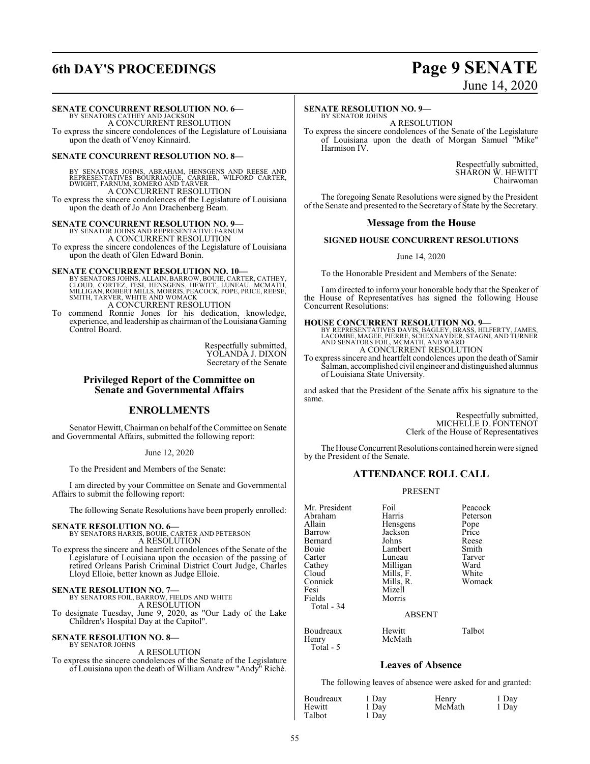**SENATE CONCURRENT RESOLUTION NO. 6—**
BY SENATORS CATHEY AND JACKSON
A CONCURRENT RESOLUTION
To express the sincere condolences of the Legislature of Louisiana upon the death of Venoy Kinnaird.

**SENATE CONCURRENT RESOLUTION NO. 8—**
BY SENATORS JOHNS, ABRAHAM, HENSGENS AND REESE AND REPRESENTATIVES BOURRIAQUE, CARRIER, WILFORD CARTER, DWIGHT, FARNUM, ROMERO AND TARVER
A CONCURRENT RESOLUTION
To express the sincere condolences of the Legislature of Louisiana upon the death of Jo Ann Drachenberg Beam.

**SENATE CONCURRENT RESOLUTION NO. 9—**
BY SENATOR JOHNS AND REPRESENTATIVE FARNUM
A CONCURRENT RESOLUTION
To express the sincere condolences of the Legislature of Louisiana upon the death of Glen Edward Bonin.

**SENATE CONCURRENT RESOLUTION NO. 10—**
BY SENATORS JOHNS, ALLAIN, BARROW, BOUIE, CARTER, CATHEY, CLOUD, CORTEZ, FESI, HENSGENS, HEWITT, LUNEAU, MCMATH, MILLIGAN, ROBERT MILLS, MORRIS, PEACOCK, POPE, PRICE, REESE, SMITH, TARVER, WHITE AND WOMACK
A CONCURRENT RESOLUTION
To commend Ronnie Jones for his dedication, knowledge, experience, and leadership as chairman of the Louisiana Gaming Control Board.

Respectfully submitted,
YOLANDA J. DIXON
Secretary of the Senate

## Privileged Report of the Committee on Senate and Governmental Affairs

## ENROLLMENTS

Senator Hewitt, Chairman on behalf of the Committee on Senate and Governmental Affairs, submitted the following report:

June 12, 2020

To the President and Members of the Senate:

I am directed by your Committee on Senate and Governmental Affairs to submit the following report:

The following Senate Resolutions have been properly enrolled:

**SENATE RESOLUTION NO. 6—**
BY SENATORS HARRIS, BOUIE, CARTER AND PETERSON
A RESOLUTION
To express the sincere and heartfelt condolences of the Senate of the Legislature of Louisiana upon the occasion of the passing of retired Orleans Parish Criminal District Court Judge, Charles Lloyd Elloie, better known as Judge Elloie.

**SENATE RESOLUTION NO. 7—**
BY SENATORS FOIL, BARROW, FIELDS AND WHITE
A RESOLUTION
To designate Tuesday, June 9, 2020, as "Our Lady of the Lake Children's Hospital Day at the Capitol".

**SENATE RESOLUTION NO. 8—**
BY SENATOR JOHNS
A RESOLUTION
To express the sincere condolences of the Senate of the Legislature of Louisiana upon the death of William Andrew "Andy" Riché.

**SENATE RESOLUTION NO. 9—**
BY SENATOR JOHNS
A RESOLUTION
To express the sincere condolences of the Senate of the Legislature of Louisiana upon the death of Morgan Samuel "Mike" Harmison IV.

Respectfully submitted,
SHARON W. HEWITT
Chairwoman

The foregoing Senate Resolutions were signed by the President of the Senate and presented to the Secretary of State by the Secretary.

## Message from the House

### SIGNED HOUSE CONCURRENT RESOLUTIONS

June 14, 2020

To the Honorable President and Members of the Senate:

I am directed to inform your honorable body that the Speaker of the House of Representatives has signed the following House Concurrent Resolutions:

**HOUSE CONCURRENT RESOLUTION NO. 9—**
BY REPRESENTATIVES DAVIS, BAGLEY, BRASS, HILFERTY, JAMES, LACOMBE, MAGEE, PIERRE, SCHEXNAYDER, STAGNI, AND TURNER AND SENATORS FOIL, MCMATH, AND WARD
A CONCURRENT RESOLUTION
To express sincere and heartfelt condolences upon the death of Samir Salman, accomplished civil engineer and distinguished alumnus of Louisiana State University.

and asked that the President of the Senate affix his signature to the same.

Respectfully submitted,
MICHELLE D. FONTENOT
Clerk of the House of Representatives

The House Concurrent Resolutions contained herein were signed by the President of the Senate.

## ATTENDANCE ROLL CALL

PRESENT

| | | |
|---|---|---|
| Mr. President | Foil | Peacock |
| Abraham | Harris | Peterson |
| Allain | Hensgens | Pope |
| Barrow | Jackson | Price |
| Bernard | Johns | Reese |
| Bouie | Lambert | Smith |
| Carter | Luneau | Tarver |
| Cathey | Milligan | Ward |
| Cloud | Mills, F. | White |
| Connick | Mills, R. | Womack |
| Fesi | Mizell | |
| Fields | Morris | |
| Total - 34 | | |

ABSENT

| | | |
|---|---|---|
| Boudreaux | Hewitt | Talbot |
| Henry | McMath | |
| Total - 5 | | |

## Leaves of Absence

The following leaves of absence were asked for and granted:

| | | | |
|---|---|---|---|
| Boudreaux | 1 Day | Henry | 1 Day |
| Hewitt | 1 Day | McMath | 1 Day |
| Talbot | 1 Day | | |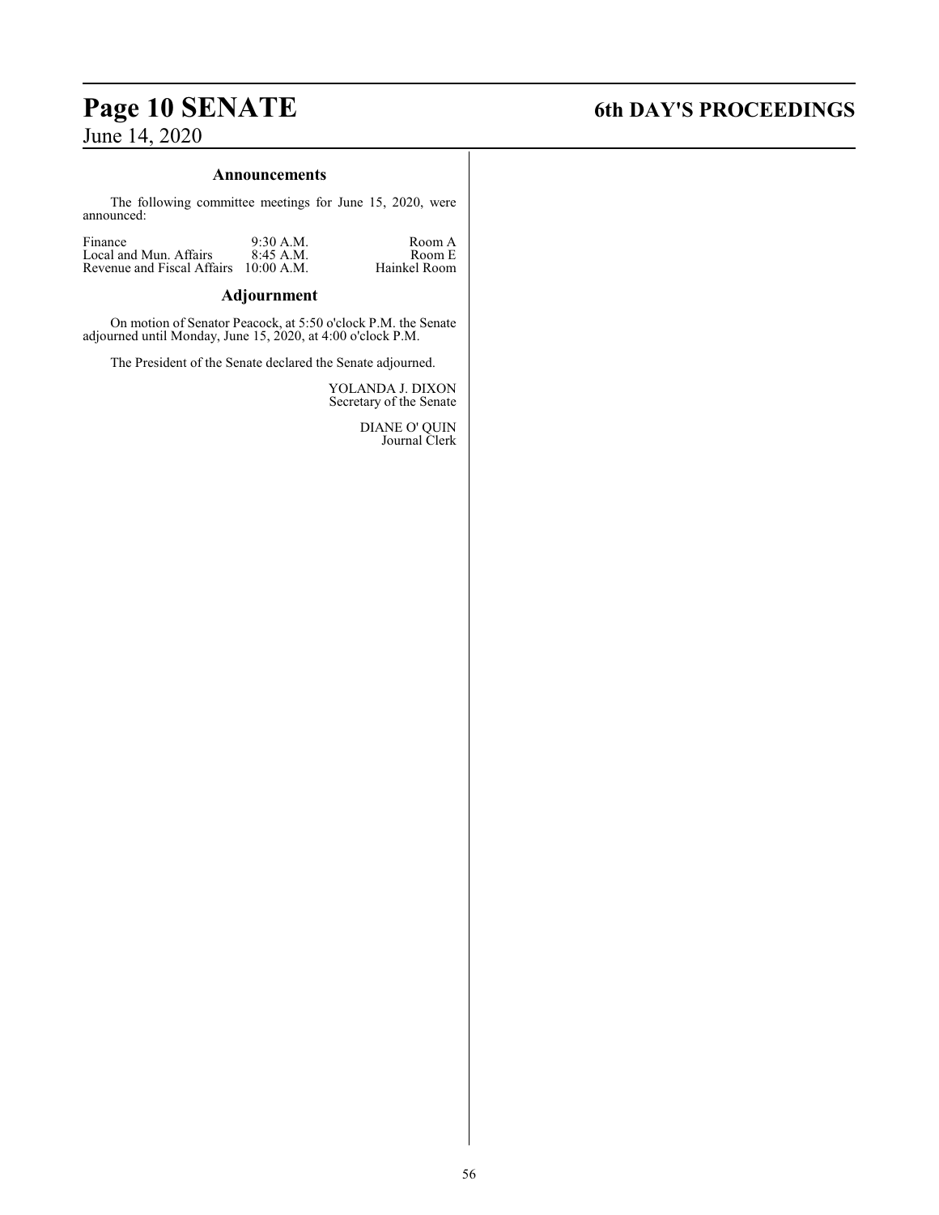### Announcements

The following committee meetings for June 15, 2020, were announced:

| | | |
|---|---|---|
| Finance | 9:30 A.M. | Room A |
| Local and Mun. Affairs | 8:45 A.M. | Room E |
| Revenue and Fiscal Affairs | 10:00 A.M. | Hainkel Room |

### Adjournment

On motion of Senator Peacock, at 5:50 o'clock P.M. the Senate adjourned until Monday, June 15, 2020, at 4:00 o'clock P.M.

The President of the Senate declared the Senate adjourned.

YOLANDA J. DIXON
Secretary of the Senate

DIANE O' QUIN
Journal Clerk